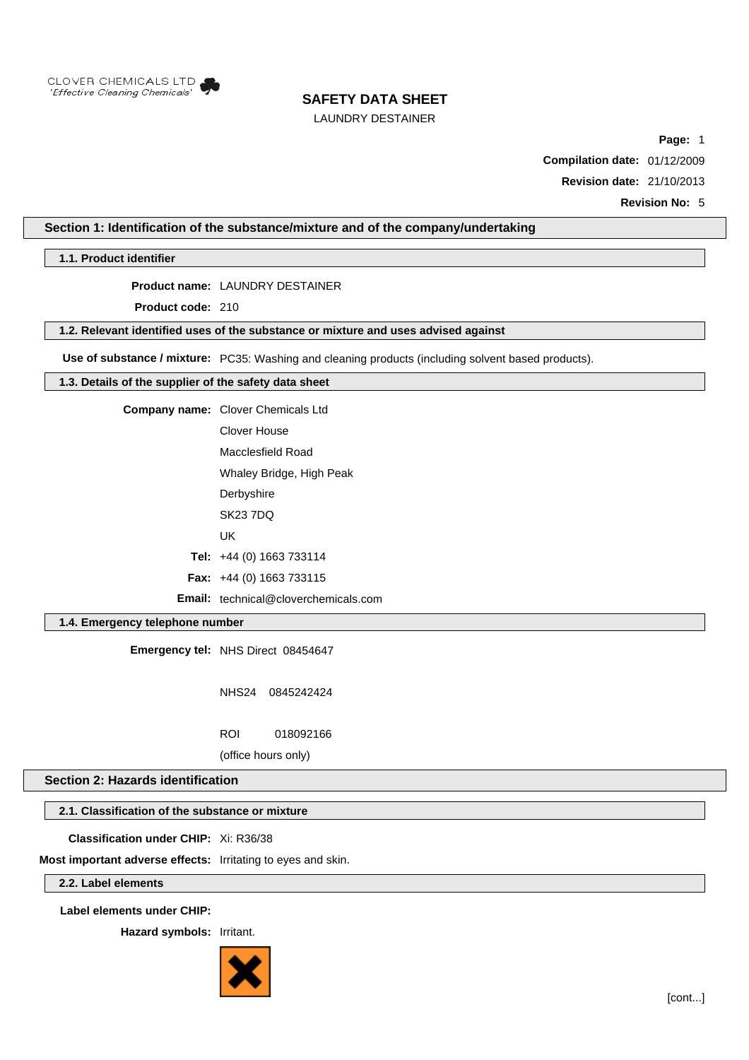CLOVER CHEMICALS LTD
*'Effective Cleaning Chemicals'*

# SAFETY DATA SHEET

LAUNDRY DESTAINER

**Compilation date:** 01/12/2009

**Revision date:** 21/10/2013

**Revision No:** 5

## Section 1: Identification of the substance/mixture and of the company/undertaking

### 1.1. Product identifier

**Product name:** LAUNDRY DESTAINER

**Product code:** 210

### 1.2. Relevant identified uses of the substance or mixture and uses advised against

**Use of substance / mixture:** PC35: Washing and cleaning products (including solvent based products).

### 1.3. Details of the supplier of the safety data sheet

**Company name:** Clover Chemicals Ltd
Clover House
Macclesfield Road
Whaley Bridge, High Peak
Derbyshire
SK23 7DQ
UK

**Tel:** +44 (0) 1663 733114

**Fax:** +44 (0) 1663 733115

**Email:** technical@cloverchemicals.com

### 1.4. Emergency telephone number

**Emergency tel:** NHS Direct 08454647

NHS24 0845242424

ROI 018092166

(office hours only)

## Section 2: Hazards identification

### 2.1. Classification of the substance or mixture

**Classification under CHIP:** Xi: R36/38

**Most important adverse effects:** Irritating to eyes and skin.

### 2.2. Label elements

**Label elements under CHIP:**

**Hazard symbols:** Irritant.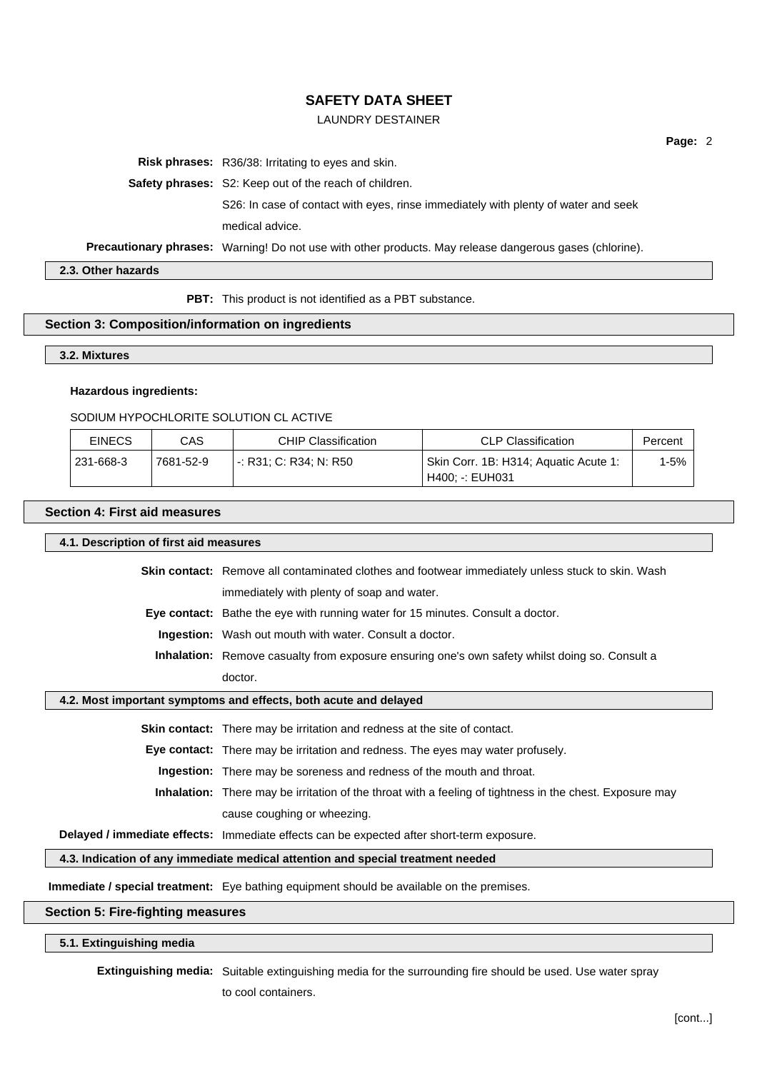**Risk phrases:** R36/38: Irritating to eyes and skin.

**Safety phrases:** S2: Keep out of the reach of children.

S26: In case of contact with eyes, rinse immediately with plenty of water and seek medical advice.

**Precautionary phrases:** Warning! Do not use with other products. May release dangerous gases (chlorine).

### 2.3. Other hazards

**PBT:** This product is not identified as a PBT substance.

## Section 3: Composition/information on ingredients

### 3.2. Mixtures

**Hazardous ingredients:**

SODIUM HYPOCHLORITE SOLUTION CL ACTIVE

| EINECS | CAS | CHIP Classification | CLP Classification | Percent |
|---|---|---|---|---|
| 231-668-3 | 7681-52-9 | -: R31; C: R34; N: R50 | Skin Corr. 1B: H314; Aquatic Acute 1: H400; -: EUH031 | 1-5% |

## Section 4: First aid measures

### 4.1. Description of first aid measures

**Skin contact:** Remove all contaminated clothes and footwear immediately unless stuck to skin. Wash immediately with plenty of soap and water.

**Eye contact:** Bathe the eye with running water for 15 minutes. Consult a doctor.

**Ingestion:** Wash out mouth with water. Consult a doctor.

**Inhalation:** Remove casualty from exposure ensuring one's own safety whilst doing so. Consult a doctor.

### 4.2. Most important symptoms and effects, both acute and delayed

**Skin contact:** There may be irritation and redness at the site of contact.

**Eye contact:** There may be irritation and redness. The eyes may water profusely.

**Ingestion:** There may be soreness and redness of the mouth and throat.

**Inhalation:** There may be irritation of the throat with a feeling of tightness in the chest. Exposure may cause coughing or wheezing.

**Delayed / immediate effects:** Immediate effects can be expected after short-term exposure.

### 4.3. Indication of any immediate medical attention and special treatment needed

**Immediate / special treatment:** Eye bathing equipment should be available on the premises.

## Section 5: Fire-fighting measures

### 5.1. Extinguishing media

**Extinguishing media:** Suitable extinguishing media for the surrounding fire should be used. Use water spray to cool containers.

[cont...]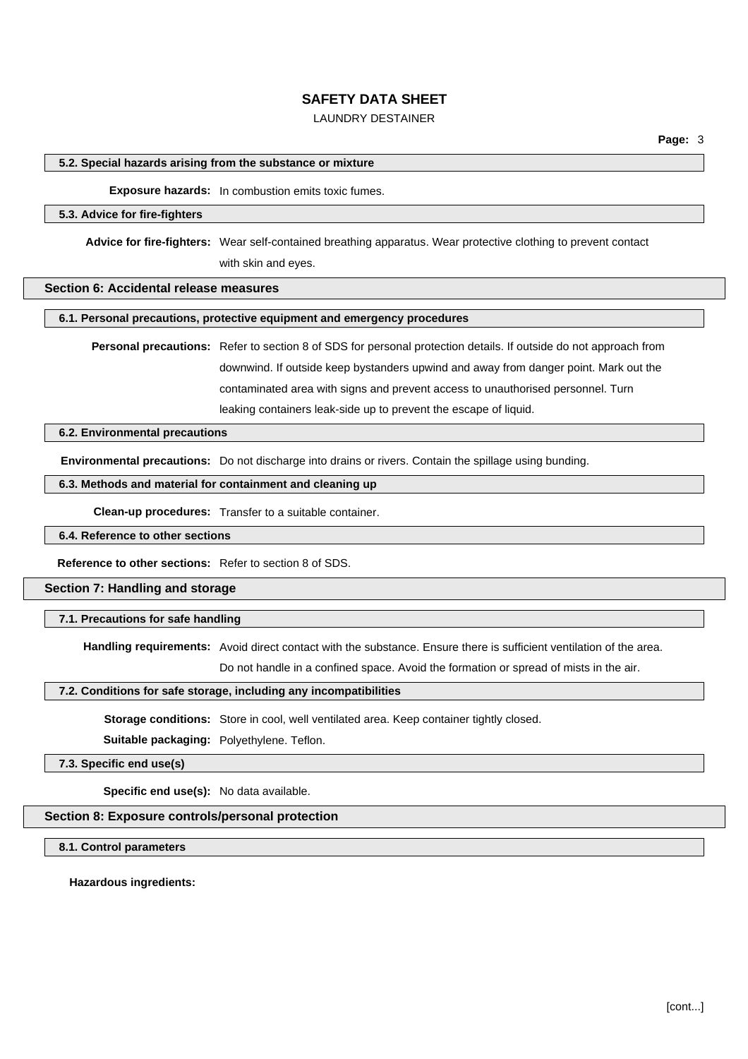### 5.2. Special hazards arising from the substance or mixture

**Exposure hazards:** In combustion emits toxic fumes.

### 5.3. Advice for fire-fighters

**Advice for fire-fighters:** Wear self-contained breathing apparatus. Wear protective clothing to prevent contact with skin and eyes.

## Section 6: Accidental release measures

### 6.1. Personal precautions, protective equipment and emergency procedures

**Personal precautions:** Refer to section 8 of SDS for personal protection details. If outside do not approach from downwind. If outside keep bystanders upwind and away from danger point. Mark out the contaminated area with signs and prevent access to unauthorised personnel. Turn leaking containers leak-side up to prevent the escape of liquid.

### 6.2. Environmental precautions

**Environmental precautions:** Do not discharge into drains or rivers. Contain the spillage using bunding.

### 6.3. Methods and material for containment and cleaning up

**Clean-up procedures:** Transfer to a suitable container.

### 6.4. Reference to other sections

**Reference to other sections:** Refer to section 8 of SDS.

## Section 7: Handling and storage

### 7.1. Precautions for safe handling

**Handling requirements:** Avoid direct contact with the substance. Ensure there is sufficient ventilation of the area. Do not handle in a confined space. Avoid the formation or spread of mists in the air.

### 7.2. Conditions for safe storage, including any incompatibilities

**Storage conditions:** Store in cool, well ventilated area. Keep container tightly closed.

**Suitable packaging:** Polyethylene. Teflon.

### 7.3. Specific end use(s)

**Specific end use(s):** No data available.

## Section 8: Exposure controls/personal protection

### 8.1. Control parameters

**Hazardous ingredients:**

[cont...]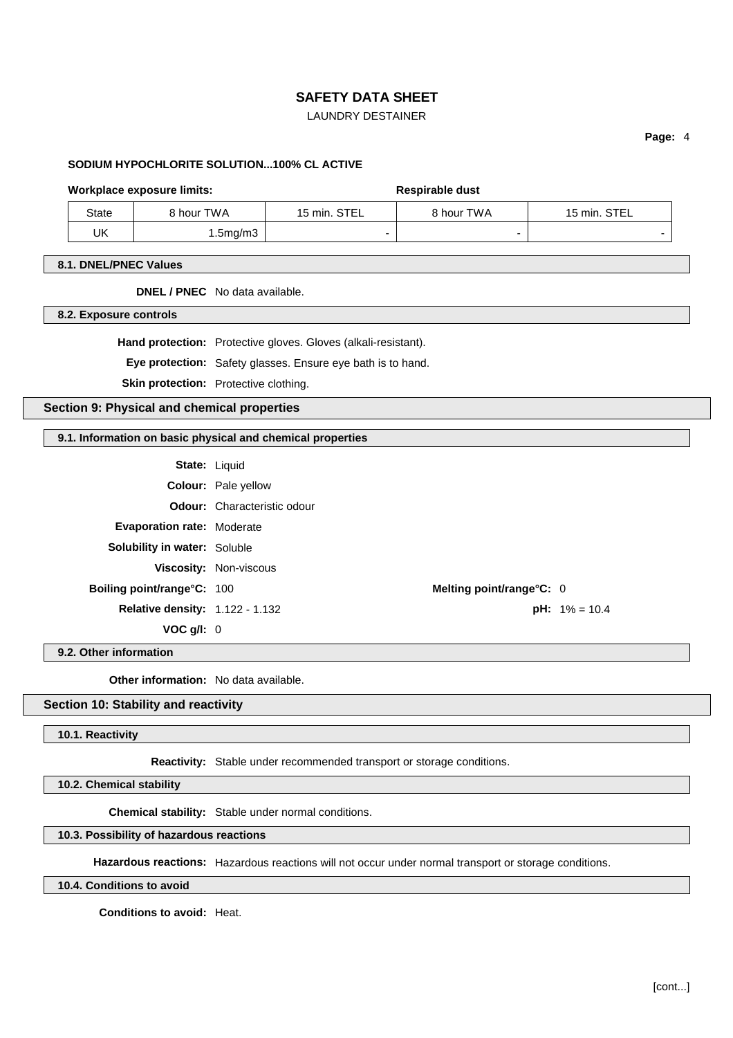**SODIUM HYPOCHLORITE SOLUTION...100% CL ACTIVE**

| **Workplace exposure limits:** | | | **Respirable dust** | |
|---|---|---|---|---|
| State | 8 hour TWA | 15 min. STEL | 8 hour TWA | 15 min. STEL |
| UK | 1.5mg/m3 | - | - | - |

### 8.1. DNEL/PNEC Values

**DNEL / PNEC** No data available.

### 8.2. Exposure controls

**Hand protection:** Protective gloves. Gloves (alkali-resistant).

**Eye protection:** Safety glasses. Ensure eye bath is to hand.

**Skin protection:** Protective clothing.

## Section 9: Physical and chemical properties

### 9.1. Information on basic physical and chemical properties

**State:** Liquid

**Colour:** Pale yellow

**Odour:** Characteristic odour

**Evaporation rate:** Moderate

**Solubility in water:** Soluble

**Viscosity:** Non-viscous

**Boiling point/range°C:** 100

**Melting point/range°C:** 0

**Relative density:** 1.122 - 1.132

**pH:** 1% = 10.4

**VOC g/l:** 0

### 9.2. Other information

**Other information:** No data available.

## Section 10: Stability and reactivity

### 10.1. Reactivity

**Reactivity:** Stable under recommended transport or storage conditions.

### 10.2. Chemical stability

**Chemical stability:** Stable under normal conditions.

### 10.3. Possibility of hazardous reactions

**Hazardous reactions:** Hazardous reactions will not occur under normal transport or storage conditions.

### 10.4. Conditions to avoid

**Conditions to avoid:** Heat.

[cont...]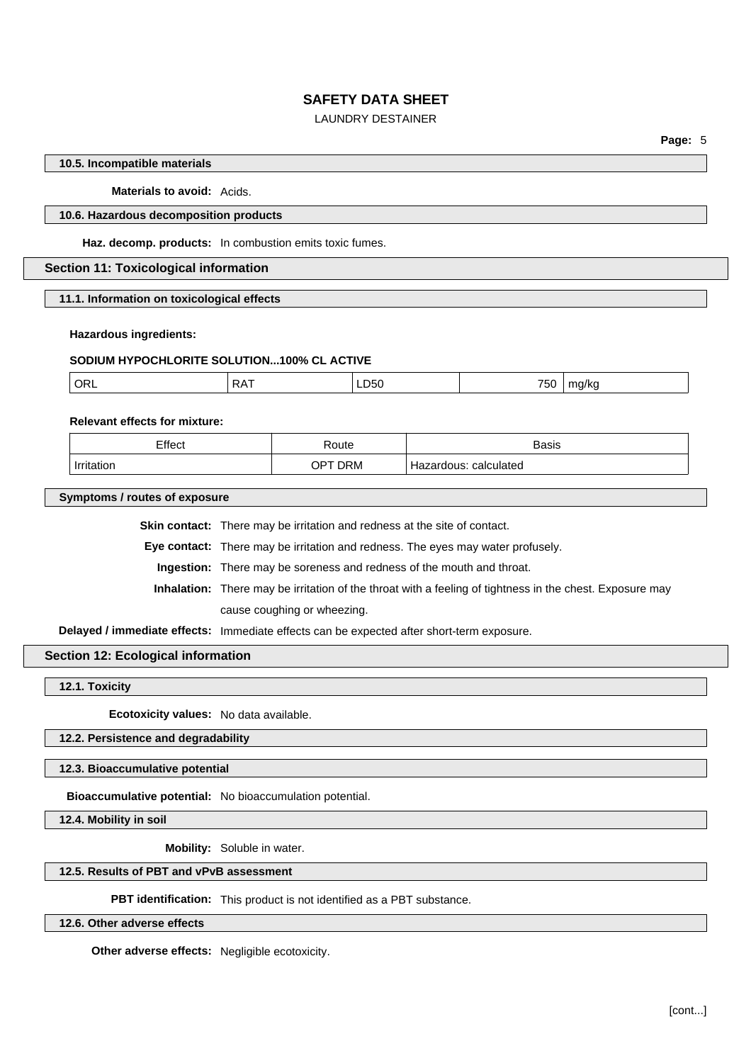#### 10.5. Incompatible materials

**Materials to avoid:** Acids.

#### 10.6. Hazardous decomposition products

**Haz. decomp. products:** In combustion emits toxic fumes.

## Section 11: Toxicological information

#### 11.1. Information on toxicological effects

**Hazardous ingredients:**

**SODIUM HYPOCHLORITE SOLUTION...100% CL ACTIVE**

| ORL | RAT | LD50 | 750 | mg/kg |
|---|---|---|---|---|

**Relevant effects for mixture:**

| Effect | Route | Basis |
|---|---|---|
| Irritation | OPT DRM | Hazardous: calculated |

#### Symptoms / routes of exposure

**Skin contact:** There may be irritation and redness at the site of contact.

**Eye contact:** There may be irritation and redness. The eyes may water profusely.

**Ingestion:** There may be soreness and redness of the mouth and throat.

**Inhalation:** There may be irritation of the throat with a feeling of tightness in the chest. Exposure may cause coughing or wheezing.

**Delayed / immediate effects:** Immediate effects can be expected after short-term exposure.

## Section 12: Ecological information

#### 12.1. Toxicity

**Ecotoxicity values:** No data available.

#### 12.2. Persistence and degradability

#### 12.3. Bioaccumulative potential

**Bioaccumulative potential:** No bioaccumulation potential.

#### 12.4. Mobility in soil

**Mobility:** Soluble in water.

#### 12.5. Results of PBT and vPvB assessment

**PBT identification:** This product is not identified as a PBT substance.

#### 12.6. Other adverse effects

**Other adverse effects:** Negligible ecotoxicity.

[cont...]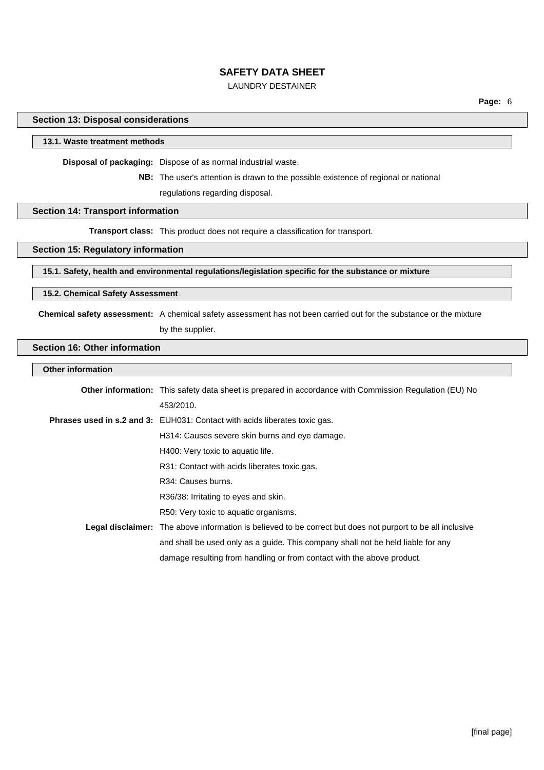## Section 13: Disposal considerations

### 13.1. Waste treatment methods

**Disposal of packaging:** Dispose of as normal industrial waste.

**NB:** The user's attention is drawn to the possible existence of regional or national regulations regarding disposal.

## Section 14: Transport information

**Transport class:** This product does not require a classification for transport.

## Section 15: Regulatory information

### 15.1. Safety, health and environmental regulations/legislation specific for the substance or mixture

### 15.2. Chemical Safety Assessment

**Chemical safety assessment:** A chemical safety assessment has not been carried out for the substance or the mixture by the supplier.

## Section 16: Other information

### Other information

**Other information:** This safety data sheet is prepared in accordance with Commission Regulation (EU) No 453/2010.

**Phrases used in s.2 and 3:** EUH031: Contact with acids liberates toxic gas.

H314: Causes severe skin burns and eye damage.

H400: Very toxic to aquatic life.

R31: Contact with acids liberates toxic gas.

R34: Causes burns.

R36/38: Irritating to eyes and skin.

R50: Very toxic to aquatic organisms.

**Legal disclaimer:** The above information is believed to be correct but does not purport to be all inclusive and shall be used only as a guide. This company shall not be held liable for any damage resulting from handling or from contact with the above product.

[final page]